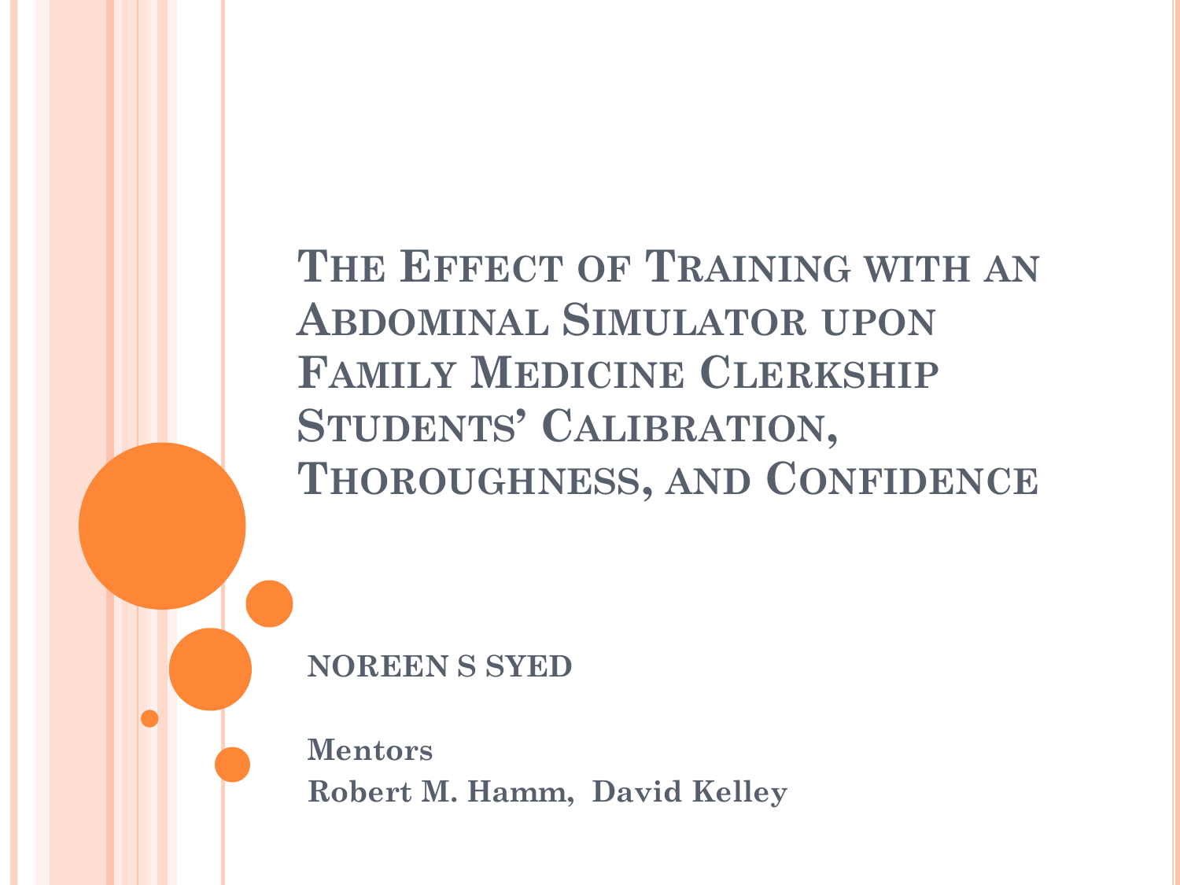# The Effect of Training with an Abdominal Simulator upon Family Medicine Clerkship Students' Calibration, Thoroughness, and Confidence

**NOREEN S SYED**

**Mentors**
**Robert M. Hamm, David Kelley**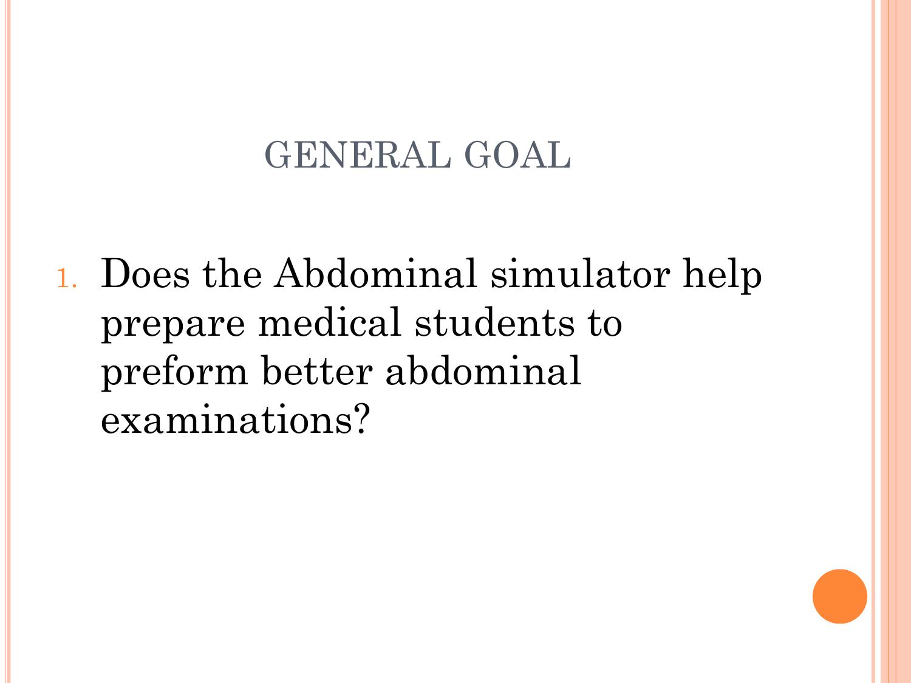# GENERAL GOAL

1. Does the Abdominal simulator help prepare medical students to preform better abdominal examinations?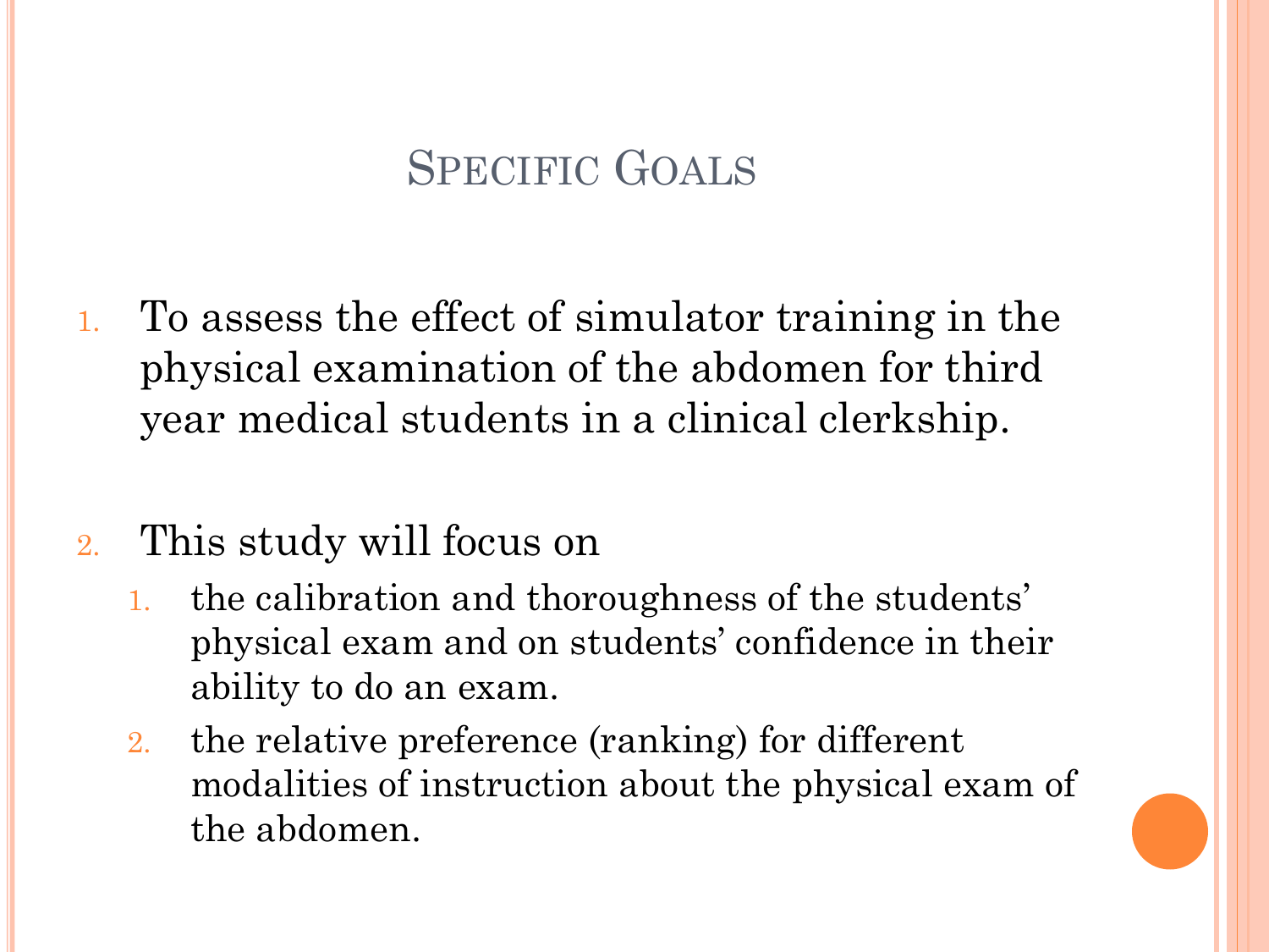# Specific Goals

1. To assess the effect of simulator training in the physical examination of the abdomen for third year medical students in a clinical clerkship.

2. This study will focus on
   1. the calibration and thoroughness of the students' physical exam and on students' confidence in their ability to do an exam.
   2. the relative preference (ranking) for different modalities of instruction about the physical exam of the abdomen.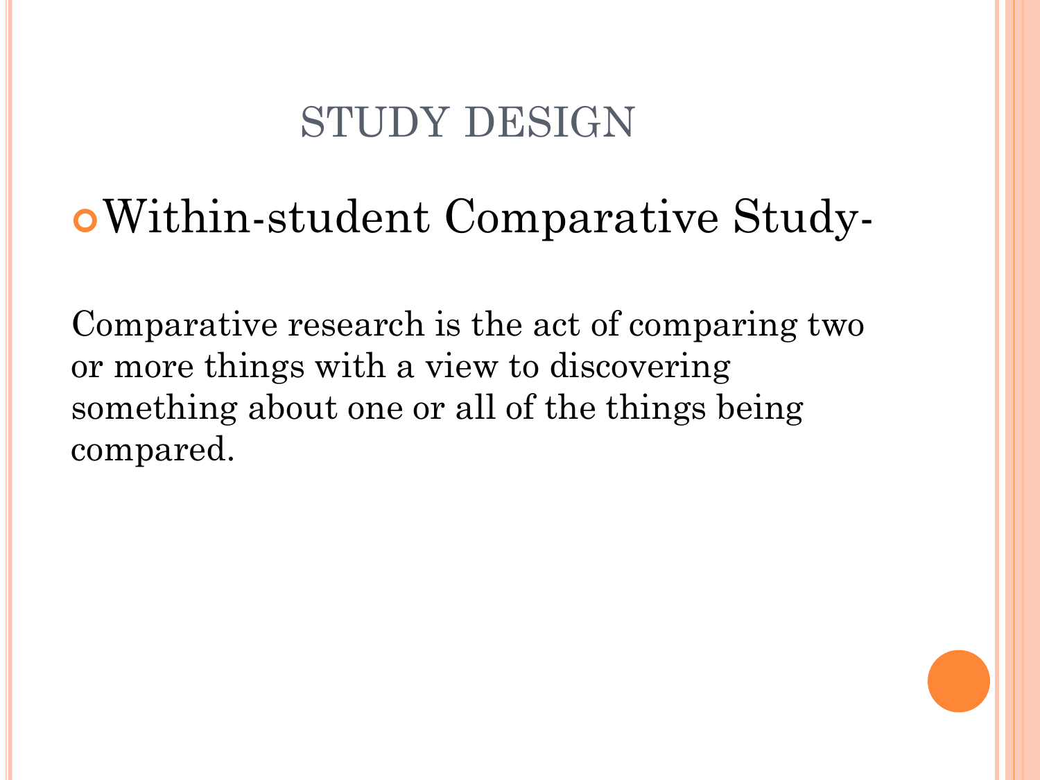# STUDY DESIGN

- Within-student Comparative Study-

Comparative research is the act of comparing two or more things with a view to discovering something about one or all of the things being compared.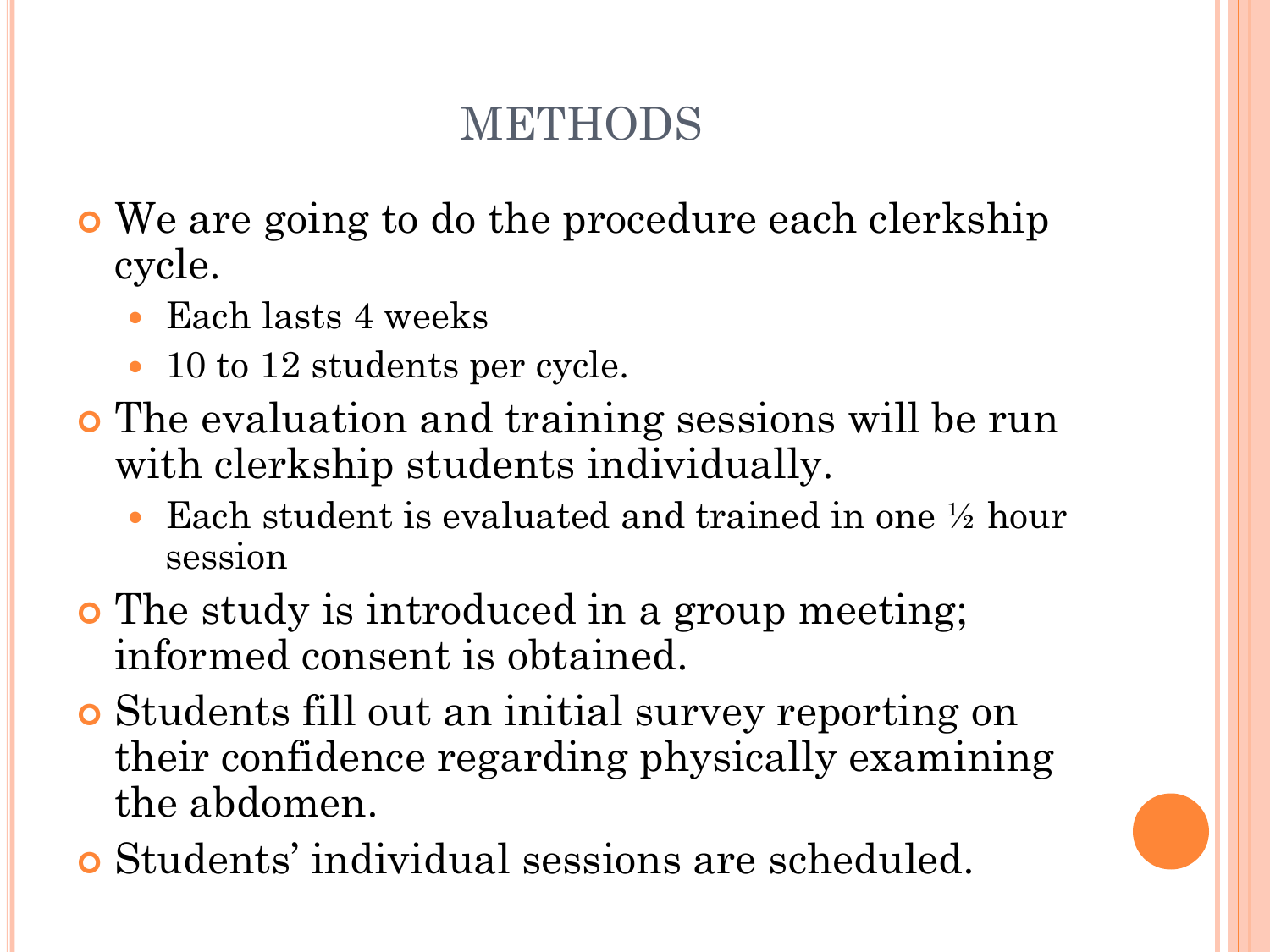# METHODS

- We are going to do the procedure each clerkship cycle.
  - Each lasts 4 weeks
  - 10 to 12 students per cycle.
- The evaluation and training sessions will be run with clerkship students individually.
  - Each student is evaluated and trained in one ½ hour session
- The study is introduced in a group meeting; informed consent is obtained.
- Students fill out an initial survey reporting on their confidence regarding physically examining the abdomen.
- Students' individual sessions are scheduled.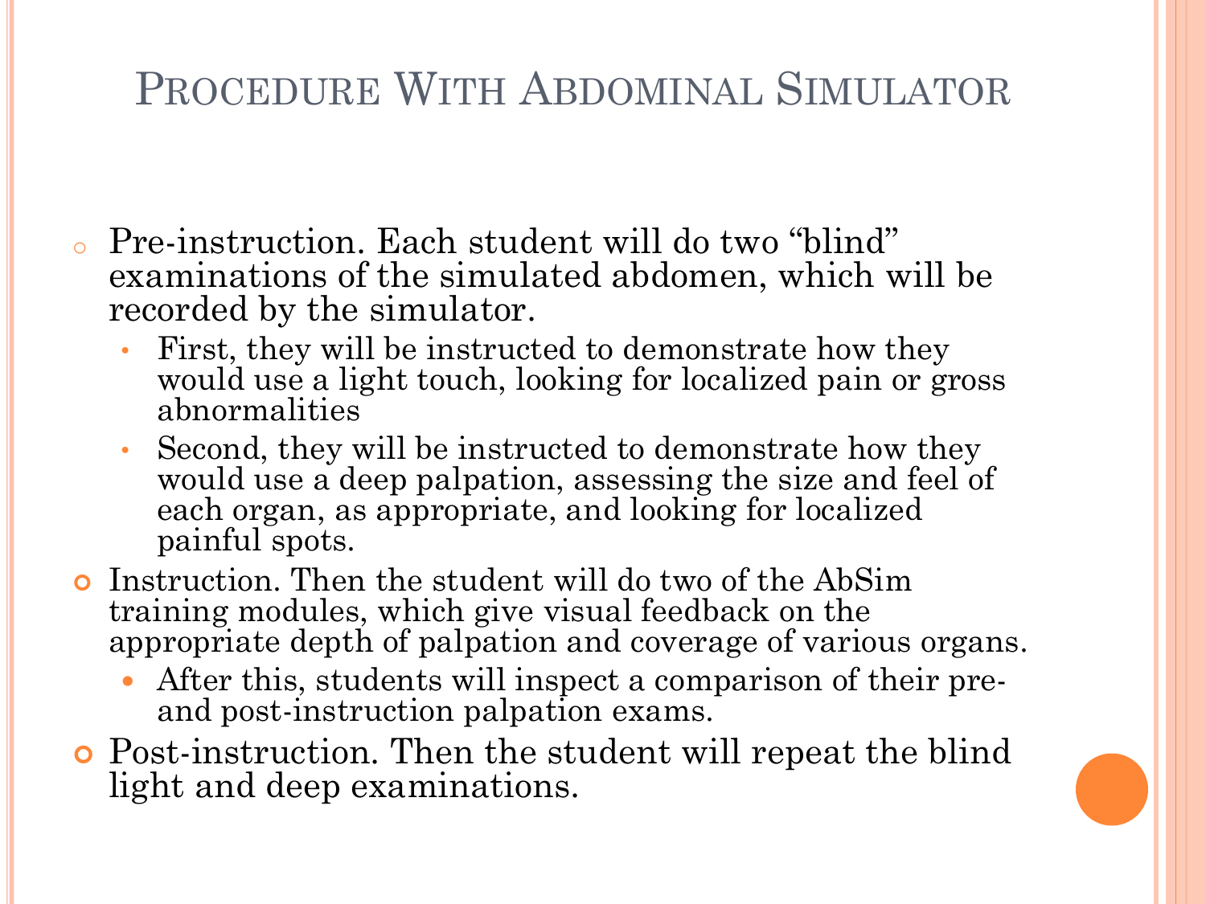# Procedure With Abdominal Simulator

- Pre-instruction. Each student will do two "blind" examinations of the simulated abdomen, which will be recorded by the simulator.
  - First, they will be instructed to demonstrate how they would use a light touch, looking for localized pain or gross abnormalities
  - Second, they will be instructed to demonstrate how they would use a deep palpation, assessing the size and feel of each organ, as appropriate, and looking for localized painful spots.
- Instruction. Then the student will do two of the AbSim training modules, which give visual feedback on the appropriate depth of palpation and coverage of various organs.
  - After this, students will inspect a comparison of their pre- and post-instruction palpation exams.
- Post-instruction. Then the student will repeat the blind light and deep examinations.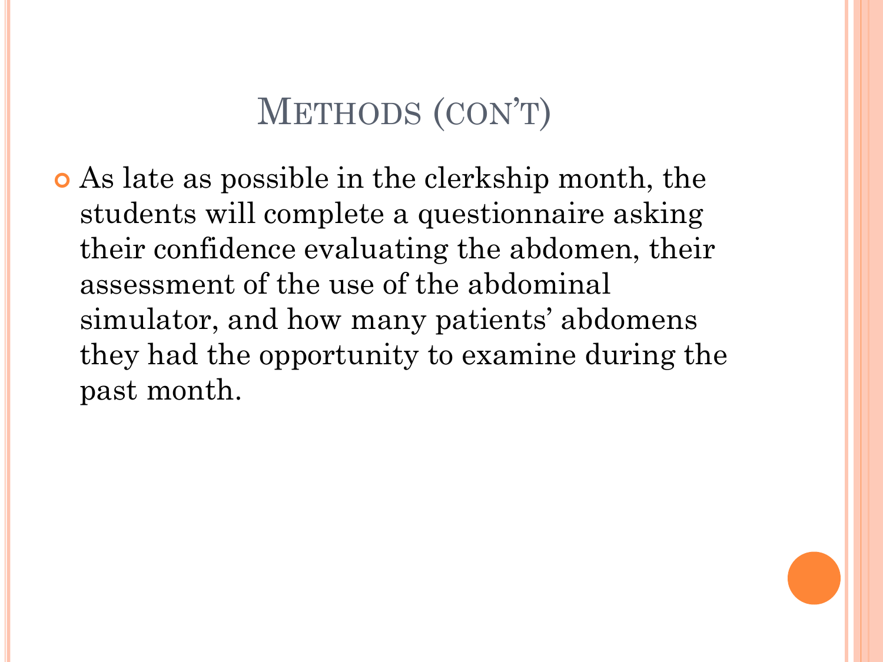# Methods (con't)

- As late as possible in the clerkship month, the students will complete a questionnaire asking their confidence evaluating the abdomen, their assessment of the use of the abdominal simulator, and how many patients' abdomens they had the opportunity to examine during the past month.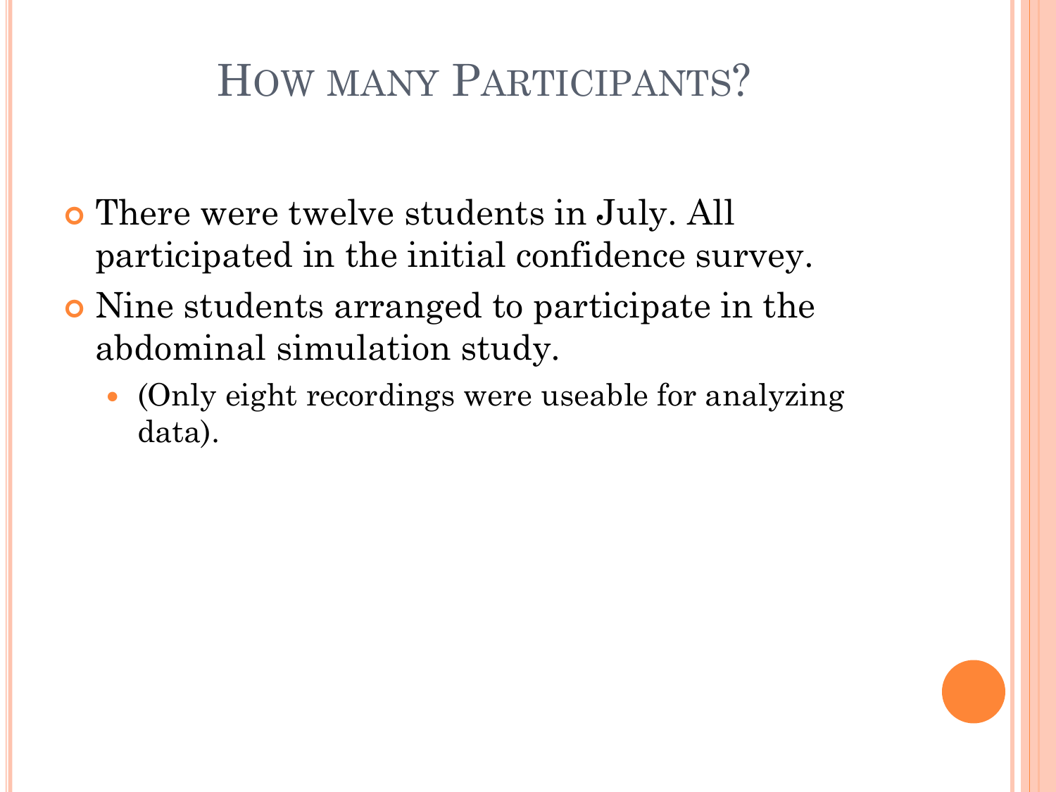# How many Participants?

- There were twelve students in July. All participated in the initial confidence survey.
- Nine students arranged to participate in the abdominal simulation study.
    - (Only eight recordings were useable for analyzing data).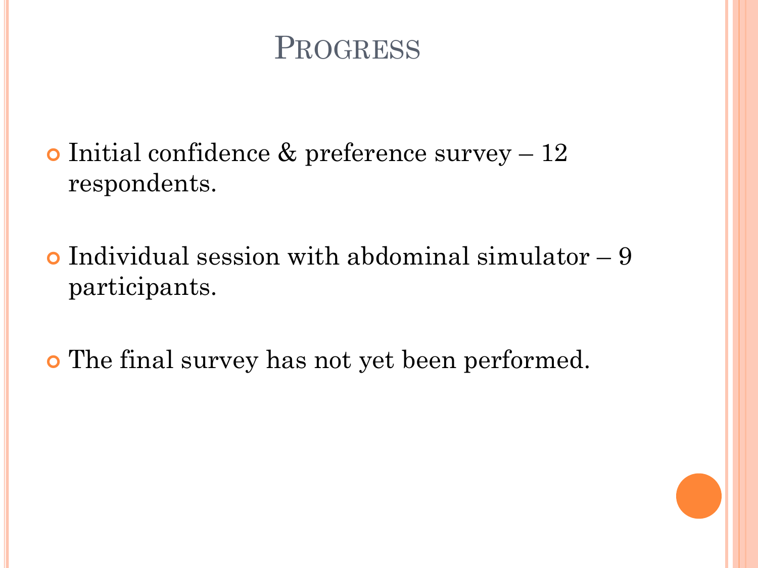# Progress

- Initial confidence & preference survey – 12 respondents.
- Individual session with abdominal simulator – 9 participants.
- The final survey has not yet been performed.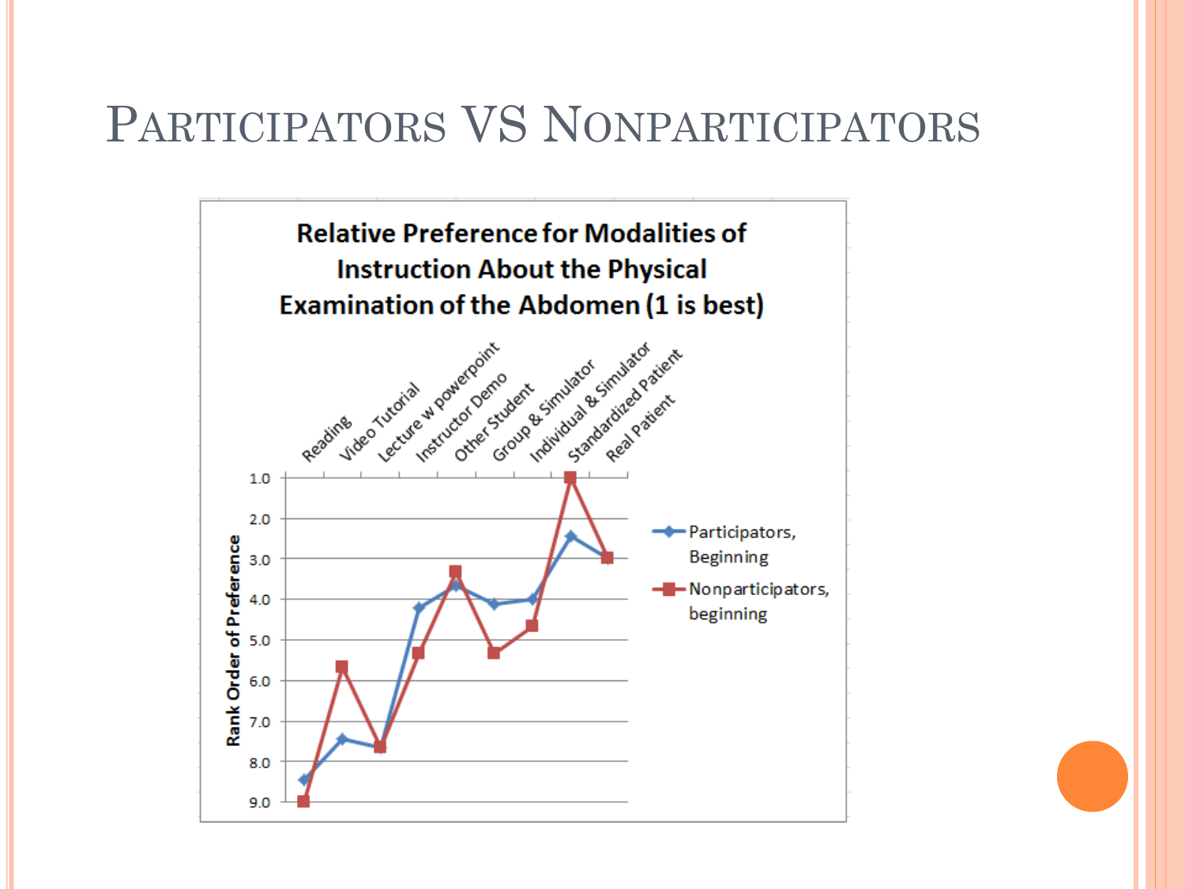# Participators VS Nonparticipators

**Relative Preference for Modalities of Instruction About the Physical Examination of the Abdomen (1 is best)**

Rank Order of Preference

Reading, Video Tutorial, Lecture w powerpoint, Instructor Demo, Other Student, Group & Simulator, Individual & Simulator, Standardized Patient, Real Patient

1.0, 2.0, 3.0, 4.0, 5.0, 6.0, 7.0, 8.0, 9.0

Participators, Beginning

Nonparticipators, beginning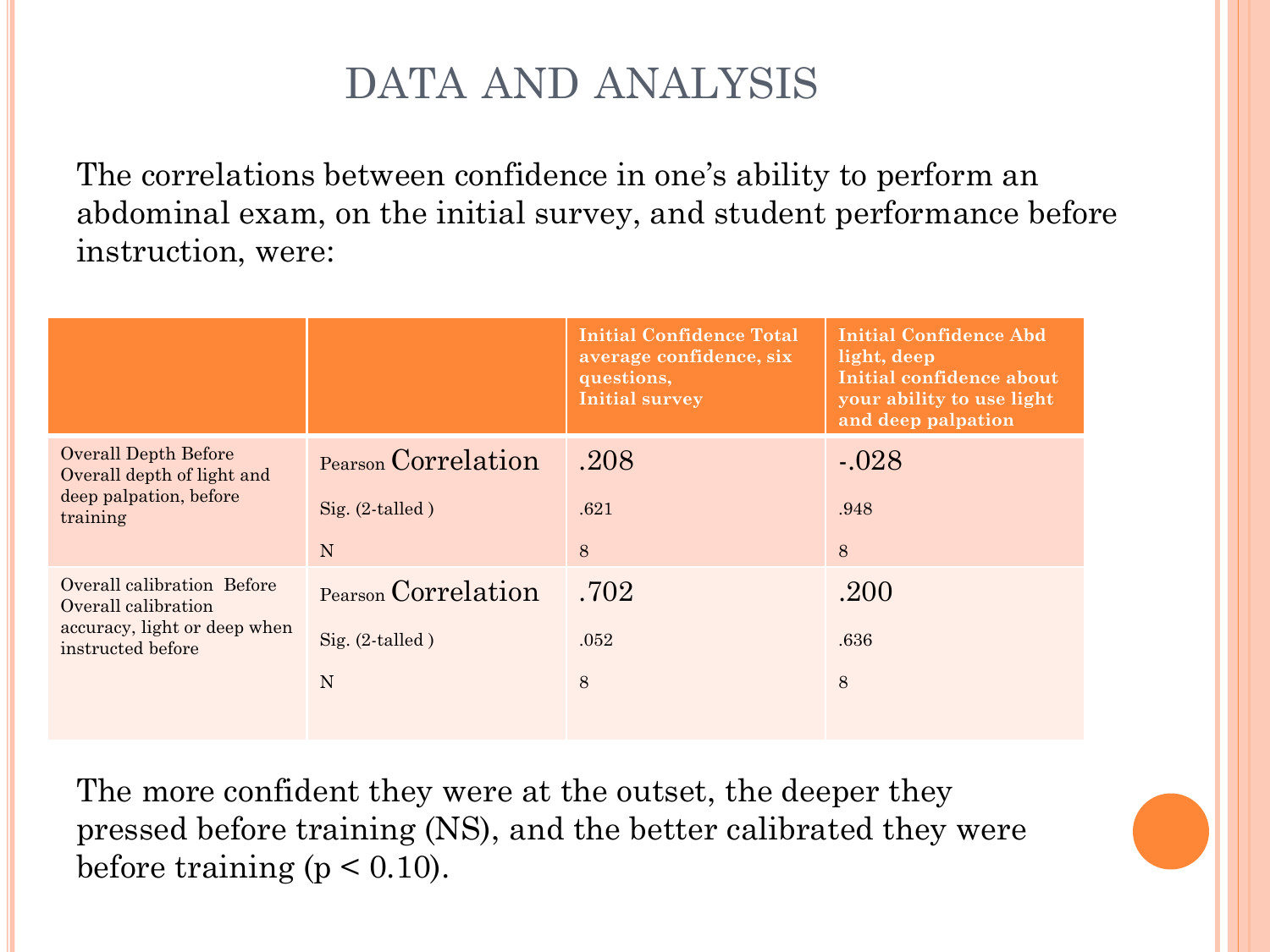# DATA AND ANALYSIS

The correlations between confidence in one's ability to perform an abdominal exam, on the initial survey, and student performance before instruction, were:

| | | Initial Confidence Total average confidence, six questions, Initial survey | Initial Confidence Abd light, deep Initial confidence about your ability to use light and deep palpation |
|---|---|---|---|
| Overall Depth Before Overall depth of light and deep palpation, before training | Pearson Correlation | .208 | -.028 |
| | Sig. (2-talled ) | .621 | .948 |
| | N | 8 | 8 |
| Overall calibration Before Overall calibration accuracy, light or deep when instructed before | Pearson Correlation | .702 | .200 |
| | Sig. (2-talled ) | .052 | .636 |
| | N | 8 | 8 |

The more confident they were at the outset, the deeper they pressed before training (NS), and the better calibrated they were before training ($p < 0.10$).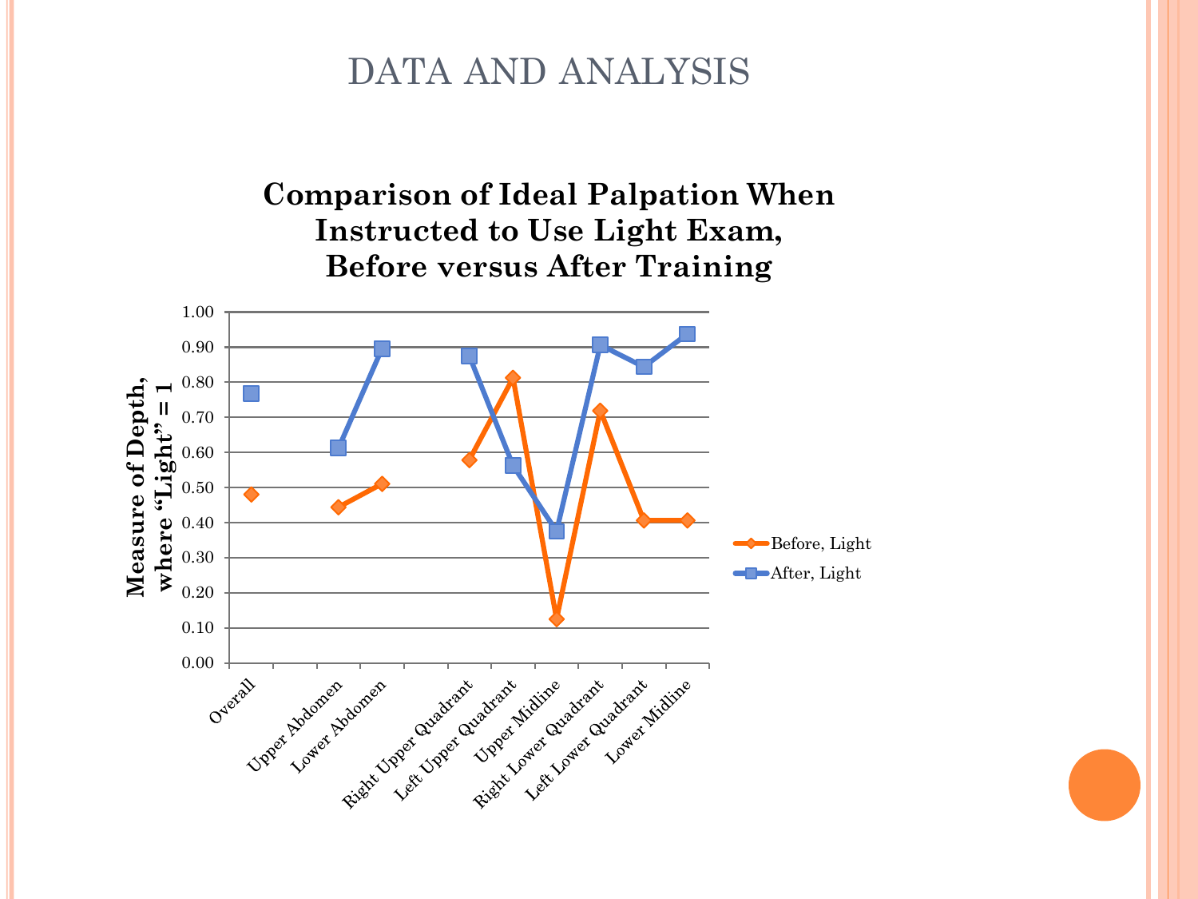# DATA AND ANALYSIS

## Comparison of Ideal Palpation When Instructed to Use Light Exam, Before versus After Training

Measure of Depth, where "Light" = 1

| | Before, Light | After, Light |
|---|---|---|
| Overall | 0.48 | 0.77 |
| Upper Abdomen | 0.44 | 0.61 |
| Lower Abdomen | 0.51 | 0.89 |
| Right Upper Quadrant | 0.58 | 0.87 |
| Left Upper Quadrant | 0.81 | 0.56 |
| Upper Midline | 0.12 | 0.37 |
| Right Lower Quadrant | 0.72 | 0.91 |
| Left Lower Quadrant | 0.41 | 0.84 |
| Lower Midline | 0.41 | 0.94 |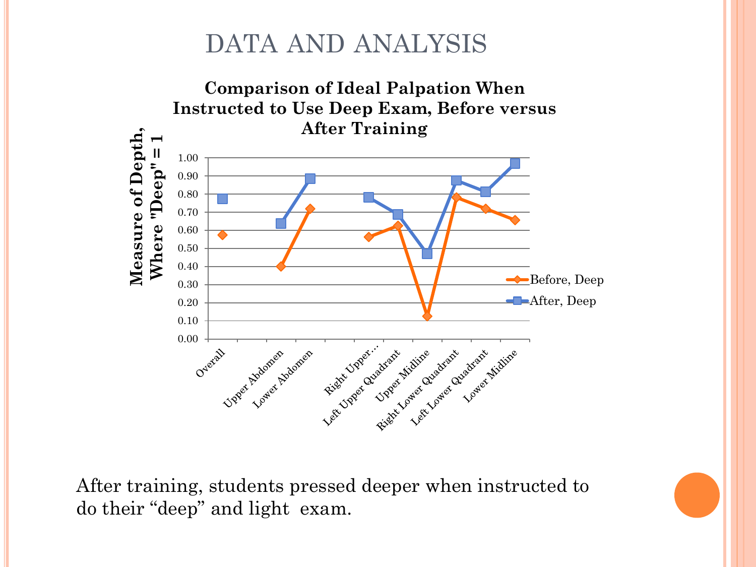# DATA AND ANALYSIS

**Comparison of Ideal Palpation When Instructed to Use Deep Exam, Before versus After Training**

After training, students pressed deeper when instructed to do their “deep” and light  exam.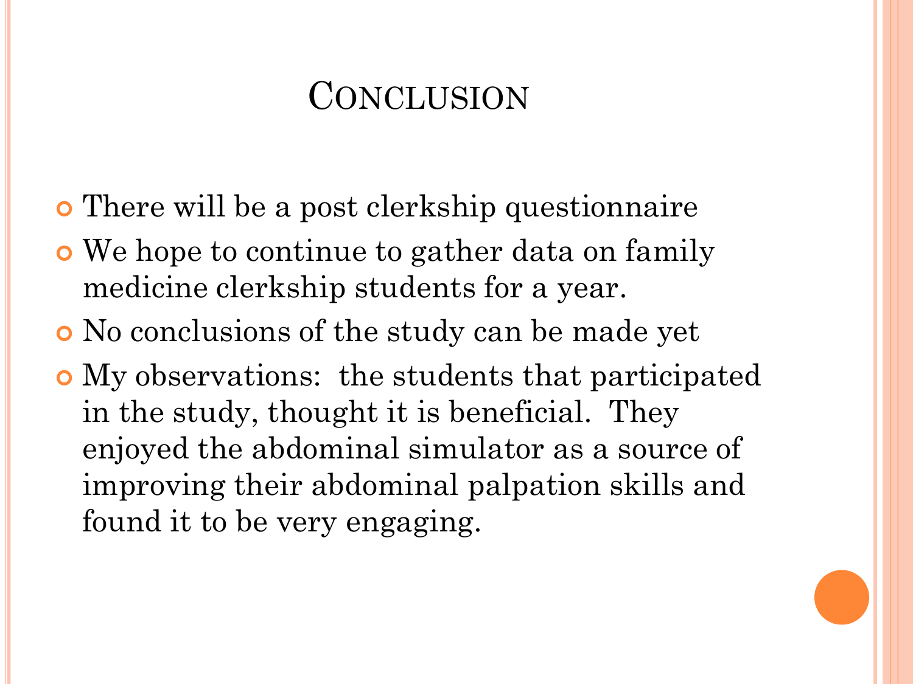# Conclusion

- There will be a post clerkship questionnaire
- We hope to continue to gather data on family medicine clerkship students for a year.
- No conclusions of the study can be made yet
- My observations: the students that participated in the study, thought it is beneficial. They enjoyed the abdominal simulator as a source of improving their abdominal palpation skills and found it to be very engaging.